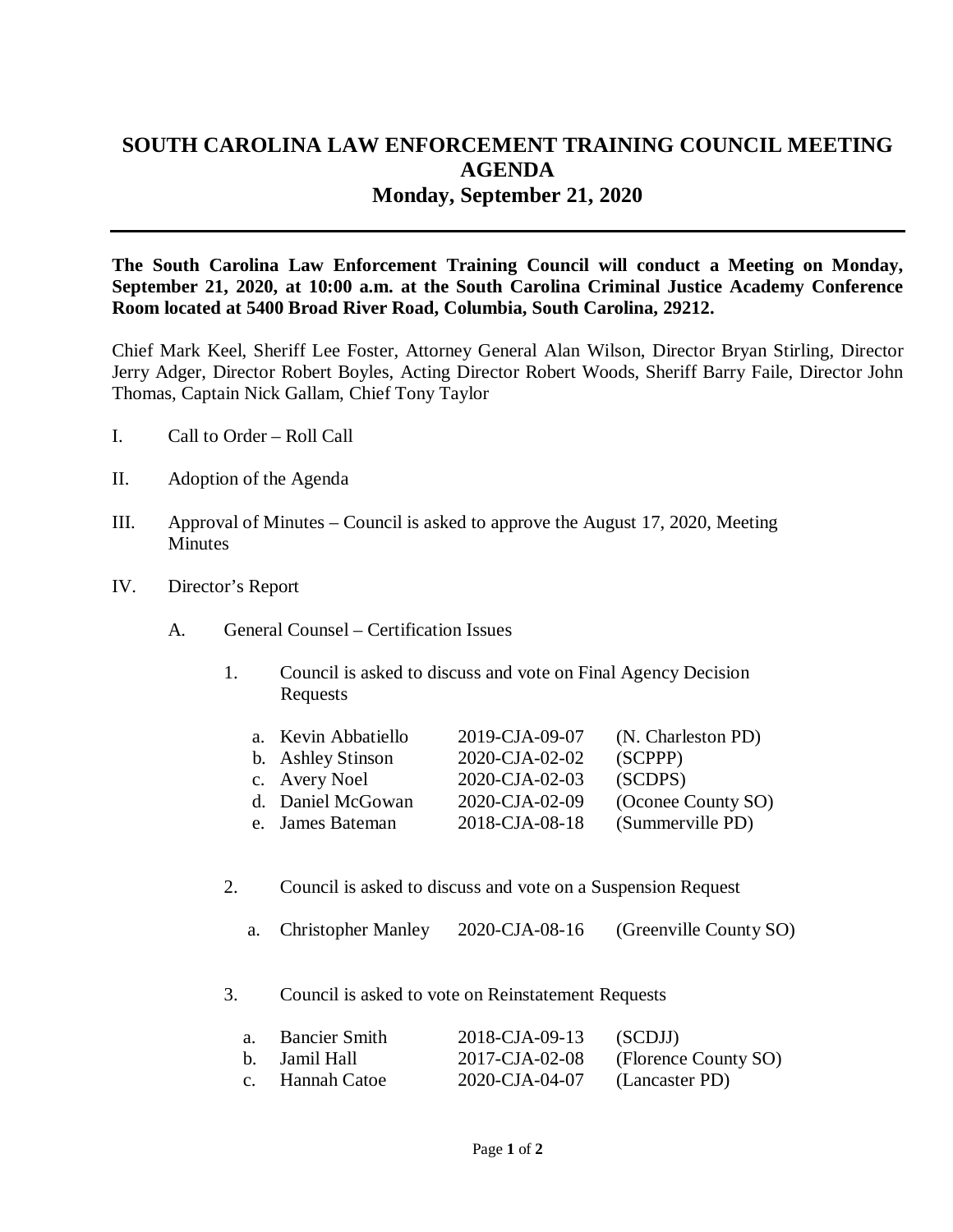# SOUTH CAROLINA LAW ENFORCEMENT TRAINING COUNCIL MEETING AGENDA
## Monday, September 21, 2020

**The South Carolina Law Enforcement Training Council will conduct a Meeting on Monday, September 21, 2020, at 10:00 a.m. at the South Carolina Criminal Justice Academy Conference Room located at 5400 Broad River Road, Columbia, South Carolina, 29212.**

Chief Mark Keel, Sheriff Lee Foster, Attorney General Alan Wilson, Director Bryan Stirling, Director Jerry Adger, Director Robert Boyles, Acting Director Robert Woods, Sheriff Barry Faile, Director John Thomas, Captain Nick Gallam, Chief Tony Taylor

I. Call to Order – Roll Call

II. Adoption of the Agenda

III. Approval of Minutes – Council is asked to approve the August 17, 2020, Meeting Minutes

IV. Director's Report

A. General Counsel – Certification Issues

1. Council is asked to discuss and vote on Final Agency Decision Requests

   a. Kevin Abbatiello 2019-CJA-09-07 (N. Charleston PD)
   b. Ashley Stinson 2020-CJA-02-02 (SCPPP)
   c. Avery Noel 2020-CJA-02-03 (SCDPS)
   d. Daniel McGowan 2020-CJA-02-09 (Oconee County SO)
   e. James Bateman 2018-CJA-08-18 (Summerville PD)

2. Council is asked to discuss and vote on a Suspension Request

   a. Christopher Manley 2020-CJA-08-16 (Greenville County SO)

3. Council is asked to vote on Reinstatement Requests

   a. Bancier Smith 2018-CJA-09-13 (SCDJJ)
   b. Jamil Hall 2017-CJA-02-08 (Florence County SO)
   c. Hannah Catoe 2020-CJA-04-07 (Lancaster PD)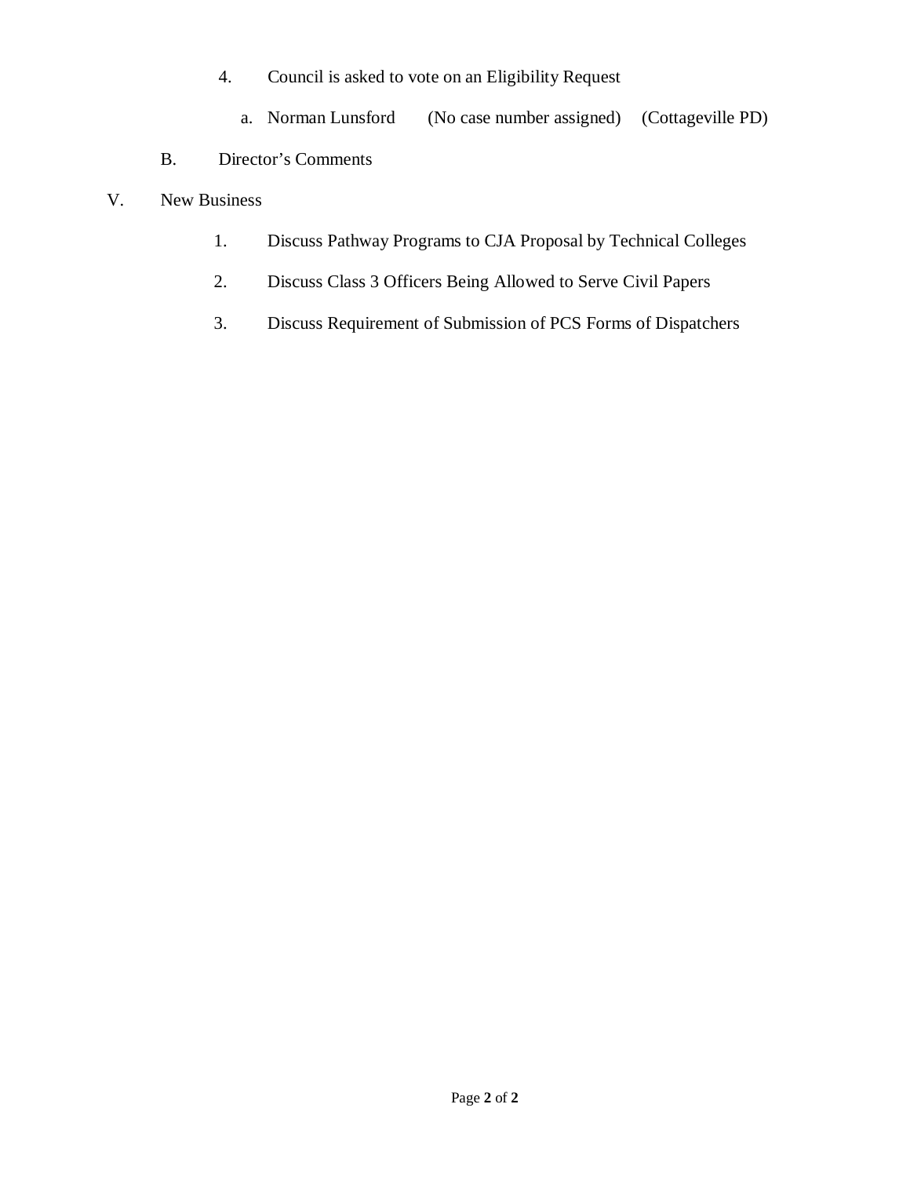4. Council is asked to vote on an Eligibility Request

   a. Norman Lunsford (No case number assigned) (Cottageville PD)

B. Director's Comments

V. New Business

1. Discuss Pathway Programs to CJA Proposal by Technical Colleges
2. Discuss Class 3 Officers Being Allowed to Serve Civil Papers
3. Discuss Requirement of Submission of PCS Forms of Dispatchers